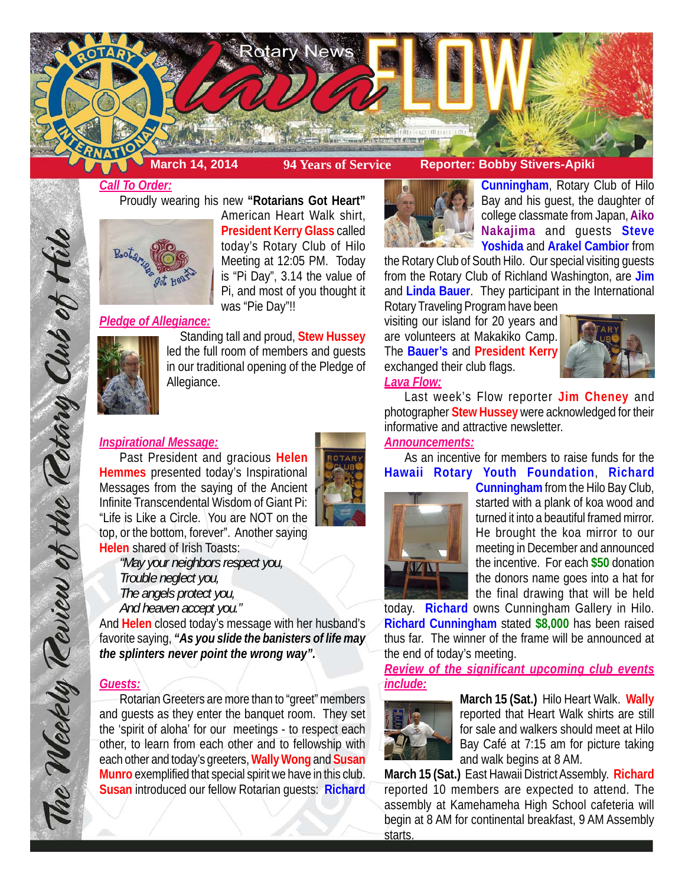# Rotary News lava FLOW

**March 14, 2014** | **94 Years of Service** | **Reporter: Bobby Stivers-Apiki**

*The Weekly Review of the Rotary Club of Hilo*

## *Call To Order:*

Proudly wearing his new **"Rotarians Got Heart"** American Heart Walk shirt, **President Kerry Glass** called today's Rotary Club of Hilo Meeting at 12:05 PM. Today is "Pi Day", 3.14 the value of Pi, and most of you thought it was "Pie Day"!!

## *Pledge of Allegiance:*

Standing tall and proud, **Stew Hussey** led the full room of members and guests in our traditional opening of the Pledge of Allegiance.

## *Inspirational Message:*

Past President and gracious **Helen Hemmes** presented today's Inspirational Messages from the saying of the Ancient Infinite Transcendental Wisdom of Giant Pi: "Life is Like a Circle. You are NOT on the top, or the bottom, forever". Another saying **Helen** shared of Irish Toasts:

*"May your neighbors respect you,*
*Trouble neglect you,*
*The angels protect you,*
*And heaven accept you."*

And **Helen** closed today's message with her husband's favorite saying, ***"As you slide the banisters of life may the splinters never point the wrong way".***

## *Guests:*

Rotarian Greeters are more than to "greet" members and guests as they enter the banquet room. They set the 'spirit of aloha' for our meetings - to respect each other, to learn from each other and to fellowship with each other and today's greeters, **Wally Wong** and **Susan Munro** exemplified that special spirit we have in this club. **Susan** introduced our fellow Rotarian guests: **Richard Cunningham**, Rotary Club of Hilo Bay and his guest, the daughter of college classmate from Japan, **Aiko Nakajima** and guests **Steve Yoshida** and **Arakel Cambior** from the Rotary Club of South Hilo. Our special visiting guests from the Rotary Club of Richland Washington, are **Jim** and **Linda Bauer**. They participant in the International Rotary Traveling Program have been visiting our island for 20 years and are volunteers at Makakiko Camp. The **Bauer's** and **President Kerry** exchanged their club flags.

## *Lava Flow:*

Last week's Flow reporter **Jim Cheney** and photographer **Stew Hussey** were acknowledged for their informative and attractive newsletter.

## *Announcements:*

As an incentive for members to raise funds for the **Hawaii Rotary Youth Foundation**, **Richard Cunningham** from the Hilo Bay Club, started with a plank of koa wood and turned it into a beautiful framed mirror. He brought the koa mirror to our meeting in December and announced the incentive. For each **$50** donation the donors name goes into a hat for the final drawing that will be held today. **Richard** owns Cunningham Gallery in Hilo. **Richard Cunningham** stated **$8,000** has been raised thus far. The winner of the frame will be announced at the end of today's meeting.

## *Review of the significant upcoming club events include:*

**March 15 (Sat.)** Hilo Heart Walk. **Wally** reported that Heart Walk shirts are still for sale and walkers should meet at Hilo Bay Café at 7:15 am for picture taking and walk begins at 8 AM.

**March 15 (Sat.)** East Hawaii District Assembly. **Richard** reported 10 members are expected to attend. The assembly at Kamehameha High School cafeteria will begin at 8 AM for continental breakfast, 9 AM Assembly starts.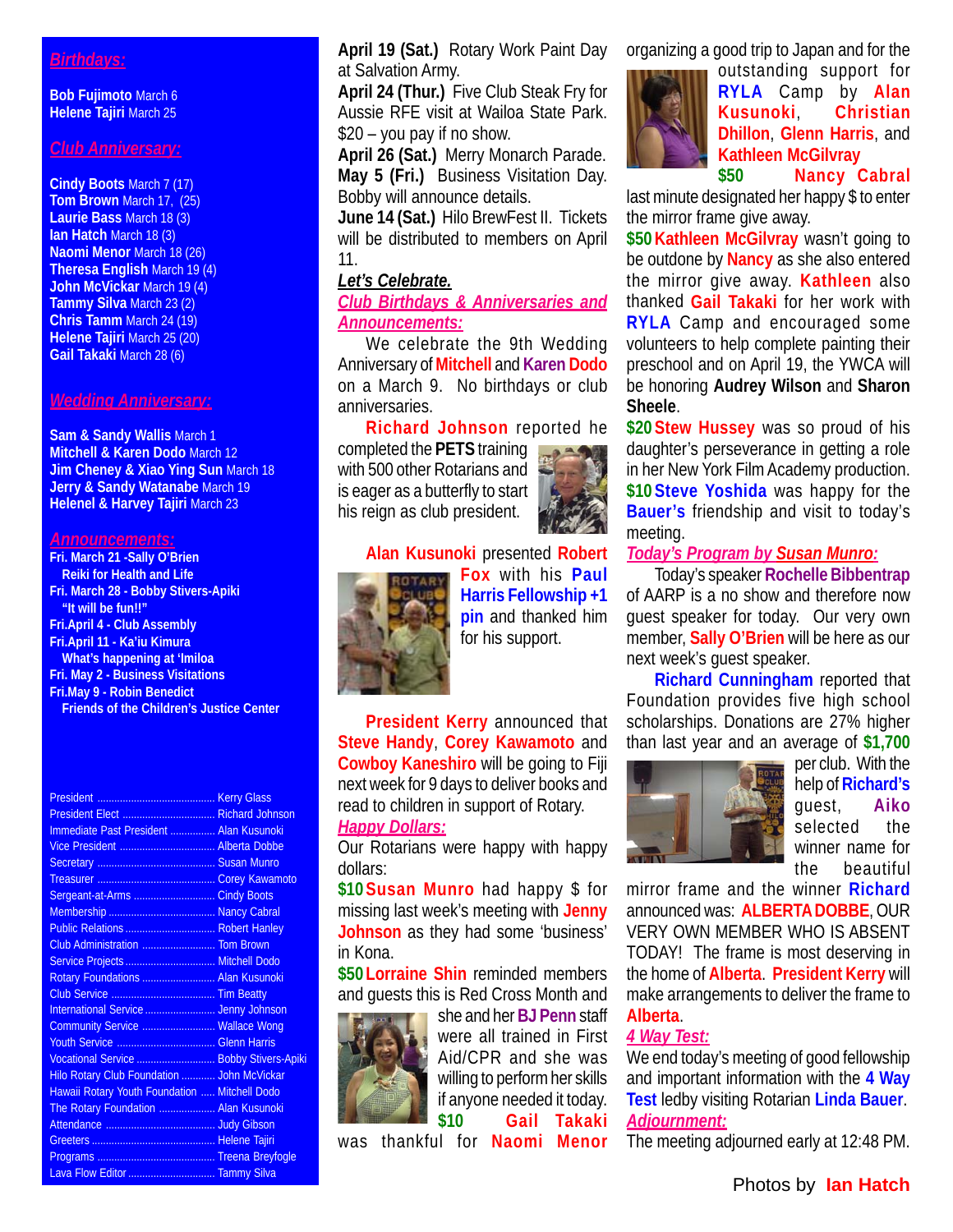*Birthdays:*

**Bob Fujimoto** March 6
**Helene Tajiri** March 25

*Club Anniversary:*

**Cindy Boots** March 7 (17)
**Tom Brown** March 17, (25)
**Laurie Bass** March 18 (3)
**Ian Hatch** March 18 (3)
**Naomi Menor** March 18 (26)
**Theresa English** March 19 (4)
**John McVickar** March 19 (4)
**Tammy Silva** March 23 (2)
**Chris Tamm** March 24 (19)
**Helene Tajiri** March 25 (20)
**Gail Takaki** March 28 (6)

*Wedding Anniversary:*

**Sam & Sandy Wallis** March 1
**Mitchell & Karen Dodo** March 12
**Jim Cheney & Xiao Ying Sun** March 18
**Jerry & Sandy Watanabe** March 19
**Helenel & Harvey Tajiri** March 23

*Announcements:*

**Fri. March 21 -Sally O'Brien**
**Reiki for Health and Life**
**Fri. March 28 - Bobby Stivers-Apiki**
**"It will be fun!!"**
**Fri.April 4 - Club Assembly**
**Fri.April 11 - Ka'iu Kimura**
**What's happening at 'Imiloa**
**Fri. May 2 - Business Visitations**
**Fri.May 9 - Robin Benedict**
**Friends of the Children's Justice Center**

| | |
|---|---|
| President | Kerry Glass |
| President Elect | Richard Johnson |
| Immediate Past President | Alan Kusunoki |
| Vice President | Alberta Dobbe |
| Secretary | Susan Munro |
| Treasurer | Corey Kawamoto |
| Sergeant-at-Arms | Cindy Boots |
| Membership | Nancy Cabral |
| Public Relations | Robert Hanley |
| Club Administration | Tom Brown |
| Service Projects | Mitchell Dodo |
| Rotary Foundations | Alan Kusunoki |
| Club Service | Tim Beatty |
| International Service | Jenny Johnson |
| Community Service | Wallace Wong |
| Youth Service | Glenn Harris |
| Vocational Service | Bobby Stivers-Apiki |
| Hilo Rotary Club Foundation | John McVickar |
| Hawaii Rotary Youth Foundation | Mitchell Dodo |
| The Rotary Foundation | Alan Kusunoki |
| Attendance | Judy Gibson |
| Greeters | Helene Tajiri |
| Programs | Treena Breyfogle |
| Lava Flow Editor | Tammy Silva |

**April 19 (Sat.)** Rotary Work Paint Day at Salvation Army.
**April 24 (Thur.)** Five Club Steak Fry for Aussie RFE visit at Wailoa State Park. $20 – you pay if no show.
**April 26 (Sat.)** Merry Monarch Parade.
**May 5 (Fri.)** Business Visitation Day. Bobby will announce details.
**June 14 (Sat.)** Hilo BrewFest II. Tickets will be distributed to members on April 11.

***Let's Celebrate.***

*Club Birthdays & Anniversaries and Announcements:*

We celebrate the 9th Wedding Anniversary of **Mitchell** and **Karen Dodo** on a March 9. No birthdays or club anniversaries.

**Richard Johnson** reported he completed the **PETS** training with 500 other Rotarians and is eager as a butterfly to start his reign as club president.

**Alan Kusunoki** presented **Robert Fox** with his **Paul Harris Fellowship +1 pin** and thanked him for his support.

**President Kerry** announced that **Steve Handy**, **Corey Kawamoto** and **Cowboy Kaneshiro** will be going to Fiji next week for 9 days to deliver books and read to children in support of Rotary.

*Happy Dollars:*

Our Rotarians were happy with happy dollars:

**$10 Susan Munro** had happy $ for missing last week's meeting with **Jenny Johnson** as they had some 'business' in Kona.

**$50 Lorraine Shin** reminded members and guests this is Red Cross Month and she and her **BJ Penn** staff were all trained in First Aid/CPR and she was willing to perform her skills if anyone needed it today.

**$10 Gail Takaki** was thankful for **Naomi Menor** organizing a good trip to Japan and for the outstanding support for **RYLA** Camp by **Alan Kusunoki**, **Christian Dhillon**, **Glenn Harris**, and **Kathleen McGilvray**

**$50 Nancy Cabral** last minute designated her happy $ to enter the mirror frame give away.

**$50 Kathleen McGilvray** wasn't going to be outdone by **Nancy** as she also entered the mirror give away. **Kathleen** also thanked **Gail Takaki** for her work with **RYLA** Camp and encouraged some volunteers to help complete painting their preschool and on April 19, the YWCA will be honoring **Audrey Wilson** and **Sharon Sheele**.

**$20 Stew Hussey** was so proud of his daughter's perseverance in getting a role in her New York Film Academy production.

**$10 Steve Yoshida** was happy for the **Bauer's** friendship and visit to today's meeting.

*Today's Program by Susan Munro:*

Today's speaker **Rochelle Bibbentrap** of AARP is a no show and therefore now guest speaker for today. Our very own member, **Sally O'Brien** will be here as our next week's guest speaker.

**Richard Cunningham** reported that Foundation provides five high school scholarships. Donations are 27% higher than last year and an average of **$1,700** per club. With the help of **Richard's** guest, **Aiko** selected the winner name for the beautiful mirror frame and the winner **Richard** announced was: **ALBERTA DOBBE**, OUR VERY OWN MEMBER WHO IS ABSENT TODAY! The frame is most deserving in the home of **Alberta**. **President Kerry** will make arrangements to deliver the frame to **Alberta**.

*4 Way Test:*

We end today's meeting of good fellowship and important information with the **4 Way Test** ledby visiting Rotarian **Linda Bauer**.

*Adjournment:*

The meeting adjourned early at 12:48 PM.

Photos by **Ian Hatch**